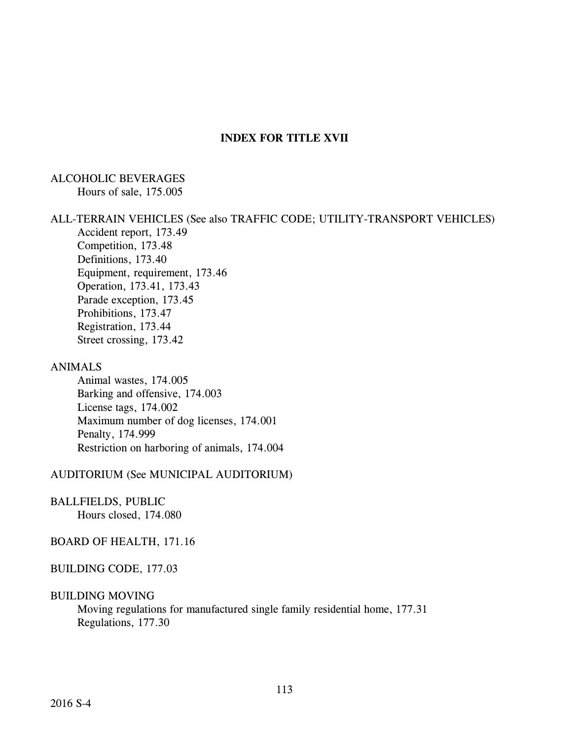# INDEX FOR TITLE XVII

ALCOHOLIC BEVERAGES
- Hours of sale, 175.005

ALL-TERRAIN VEHICLES (See also TRAFFIC CODE; UTILITY-TRANSPORT VEHICLES)
- Accident report, 173.49
- Competition, 173.48
- Definitions, 173.40
- Equipment, requirement, 173.46
- Operation, 173.41, 173.43
- Parade exception, 173.45
- Prohibitions, 173.47
- Registration, 173.44
- Street crossing, 173.42

ANIMALS
- Animal wastes, 174.005
- Barking and offensive, 174.003
- License tags, 174.002
- Maximum number of dog licenses, 174.001
- Penalty, 174.999
- Restriction on harboring of animals, 174.004

AUDITORIUM (See MUNICIPAL AUDITORIUM)

BALLFIELDS, PUBLIC
- Hours closed, 174.080

BOARD OF HEALTH, 171.16

BUILDING CODE, 177.03

BUILDING MOVING
- Moving regulations for manufactured single family residential home, 177.31
- Regulations, 177.30

2016 S-4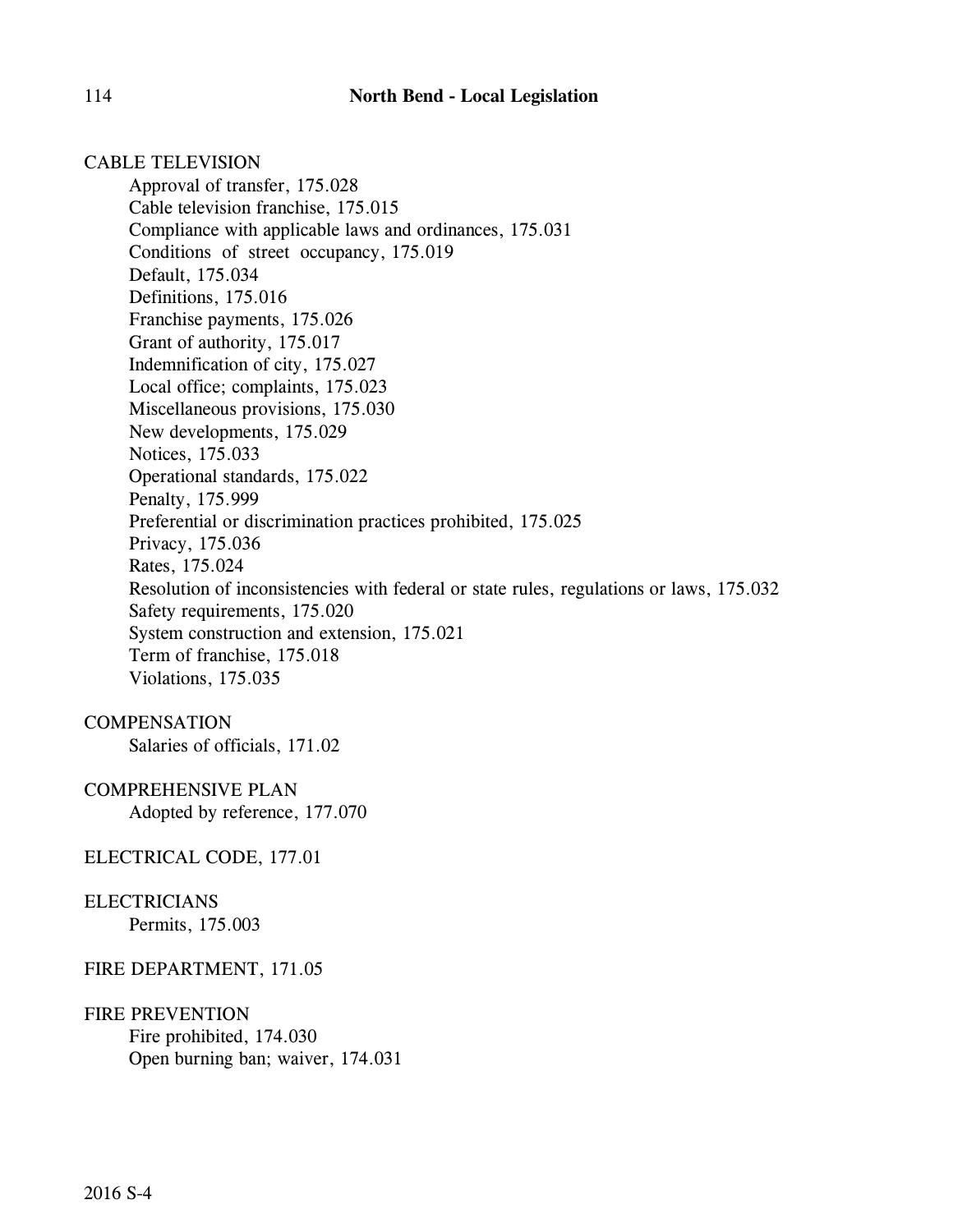CABLE TELEVISION

- Approval of transfer, 175.028
- Cable television franchise, 175.015
- Compliance with applicable laws and ordinances, 175.031
- Conditions of street occupancy, 175.019
- Default, 175.034
- Definitions, 175.016
- Franchise payments, 175.026
- Grant of authority, 175.017
- Indemnification of city, 175.027
- Local office; complaints, 175.023
- Miscellaneous provisions, 175.030
- New developments, 175.029
- Notices, 175.033
- Operational standards, 175.022
- Penalty, 175.999
- Preferential or discrimination practices prohibited, 175.025
- Privacy, 175.036
- Rates, 175.024
- Resolution of inconsistencies with federal or state rules, regulations or laws, 175.032
- Safety requirements, 175.020
- System construction and extension, 175.021
- Term of franchise, 175.018
- Violations, 175.035

COMPENSATION

- Salaries of officials, 171.02

COMPREHENSIVE PLAN

- Adopted by reference, 177.070

ELECTRICAL CODE, 177.01

ELECTRICIANS

- Permits, 175.003

FIRE DEPARTMENT, 171.05

FIRE PREVENTION

- Fire prohibited, 174.030
- Open burning ban; waiver, 174.031

2016 S-4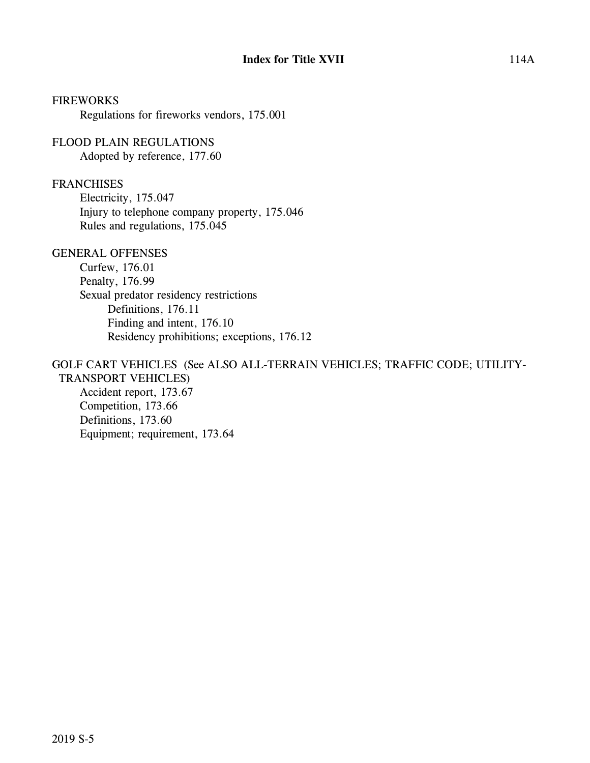FIREWORKS

- Regulations for fireworks vendors, 175.001

FLOOD PLAIN REGULATIONS

- Adopted by reference, 177.60

FRANCHISES

- Electricity, 175.047
- Injury to telephone company property, 175.046
- Rules and regulations, 175.045

GENERAL OFFENSES

- Curfew, 176.01
- Penalty, 176.99
- Sexual predator residency restrictions
  - Definitions, 176.11
  - Finding and intent, 176.10
  - Residency prohibitions; exceptions, 176.12

GOLF CART VEHICLES (See ALSO ALL-TERRAIN VEHICLES; TRAFFIC CODE; UTILITY-TRANSPORT VEHICLES)

- Accident report, 173.67
- Competition, 173.66
- Definitions, 173.60
- Equipment; requirement, 173.64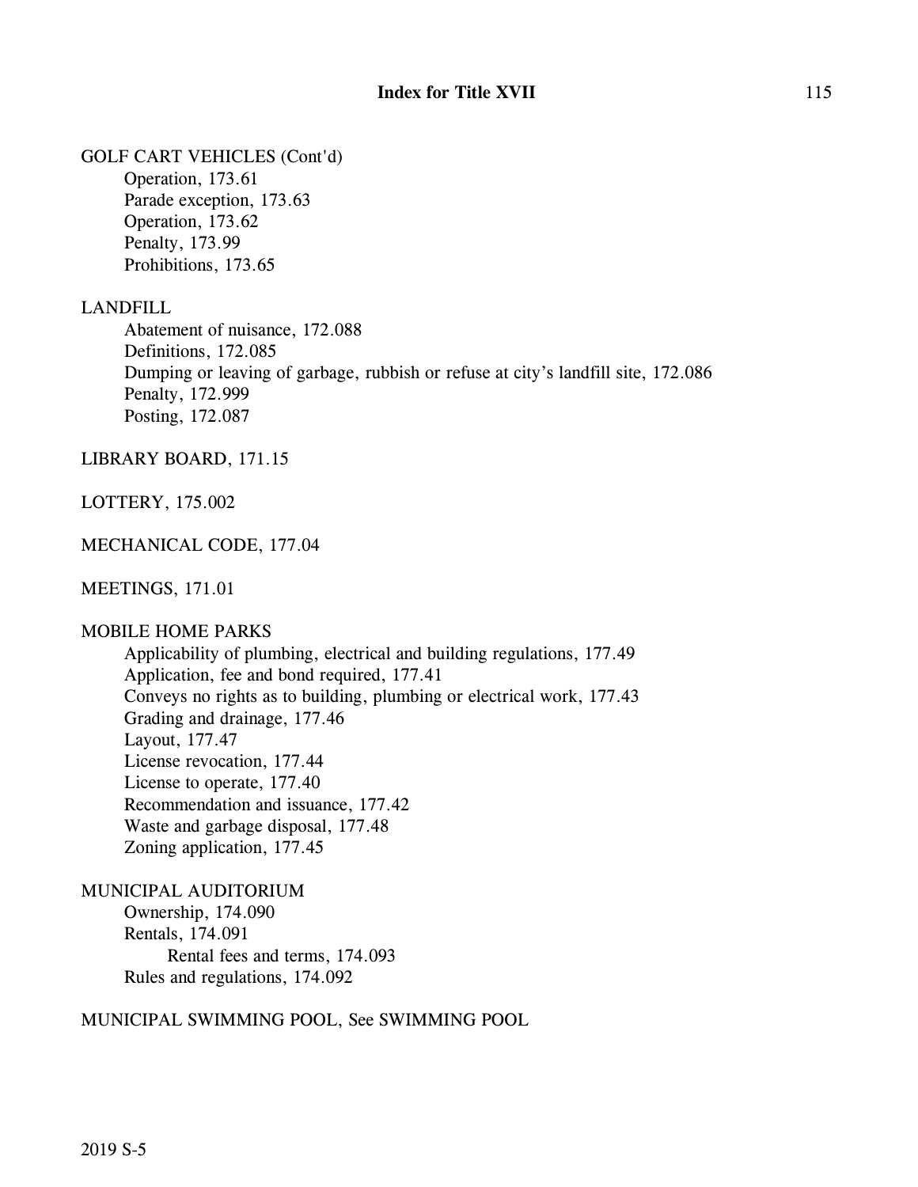GOLF CART VEHICLES (Cont'd)

- Operation, 173.61
- Parade exception, 173.63
- Operation, 173.62
- Penalty, 173.99
- Prohibitions, 173.65

LANDFILL

- Abatement of nuisance, 172.088
- Definitions, 172.085
- Dumping or leaving of garbage, rubbish or refuse at city's landfill site, 172.086
- Penalty, 172.999
- Posting, 172.087

LIBRARY BOARD, 171.15

LOTTERY, 175.002

MECHANICAL CODE, 177.04

MEETINGS, 171.01

MOBILE HOME PARKS

- Applicability of plumbing, electrical and building regulations, 177.49
- Application, fee and bond required, 177.41
- Conveys no rights as to building, plumbing or electrical work, 177.43
- Grading and drainage, 177.46
- Layout, 177.47
- License revocation, 177.44
- License to operate, 177.40
- Recommendation and issuance, 177.42
- Waste and garbage disposal, 177.48
- Zoning application, 177.45

MUNICIPAL AUDITORIUM

- Ownership, 174.090
- Rentals, 174.091
  - Rental fees and terms, 174.093
- Rules and regulations, 174.092

MUNICIPAL SWIMMING POOL, See SWIMMING POOL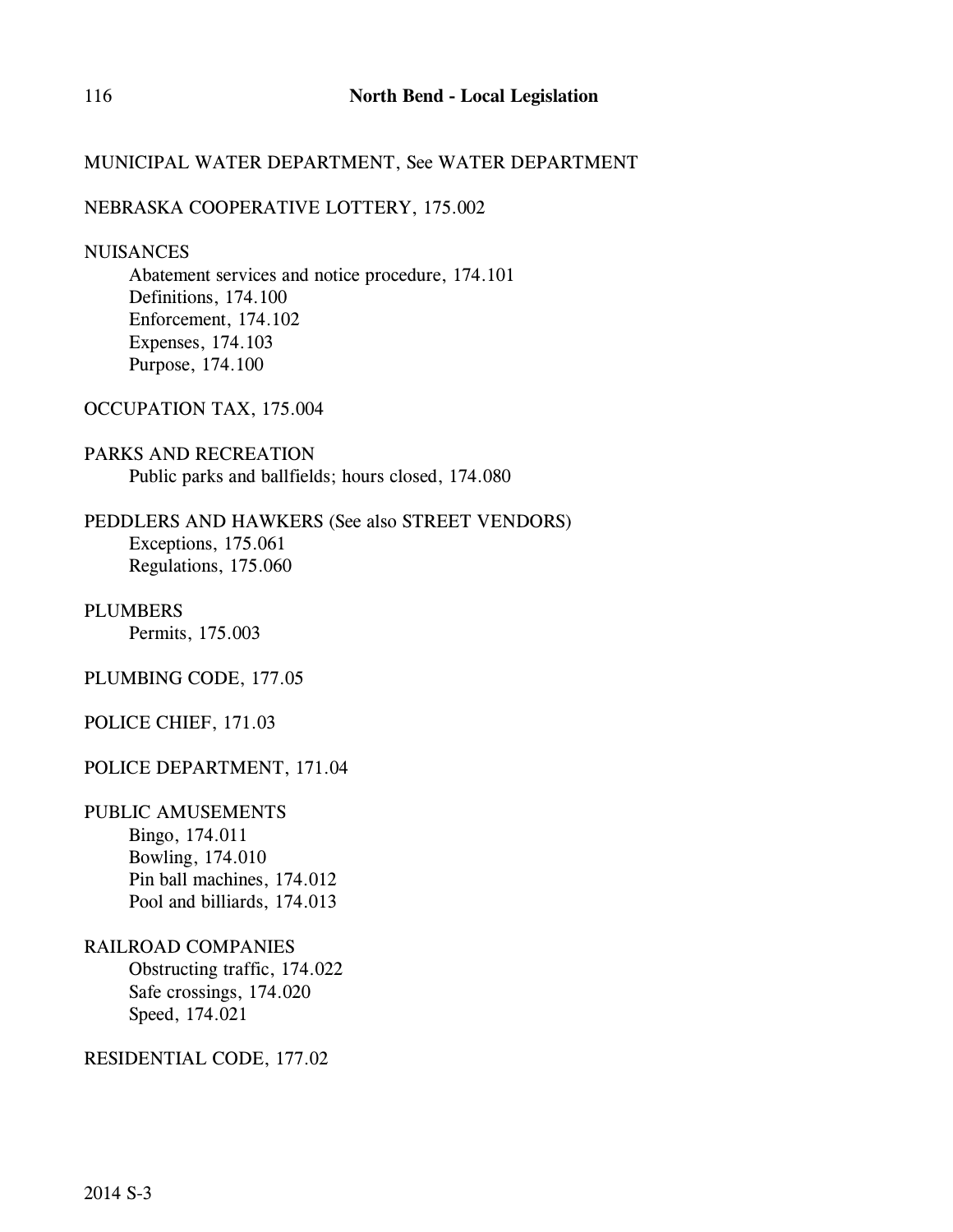MUNICIPAL WATER DEPARTMENT, See WATER DEPARTMENT

NEBRASKA COOPERATIVE LOTTERY, 175.002

NUISANCES

- Abatement services and notice procedure, 174.101
- Definitions, 174.100
- Enforcement, 174.102
- Expenses, 174.103
- Purpose, 174.100

OCCUPATION TAX, 175.004

PARKS AND RECREATION

- Public parks and ballfields; hours closed, 174.080

PEDDLERS AND HAWKERS (See also STREET VENDORS)

- Exceptions, 175.061
- Regulations, 175.060

PLUMBERS

- Permits, 175.003

PLUMBING CODE, 177.05

POLICE CHIEF, 171.03

POLICE DEPARTMENT, 171.04

PUBLIC AMUSEMENTS

- Bingo, 174.011
- Bowling, 174.010
- Pin ball machines, 174.012
- Pool and billiards, 174.013

RAILROAD COMPANIES

- Obstructing traffic, 174.022
- Safe crossings, 174.020
- Speed, 174.021

RESIDENTIAL CODE, 177.02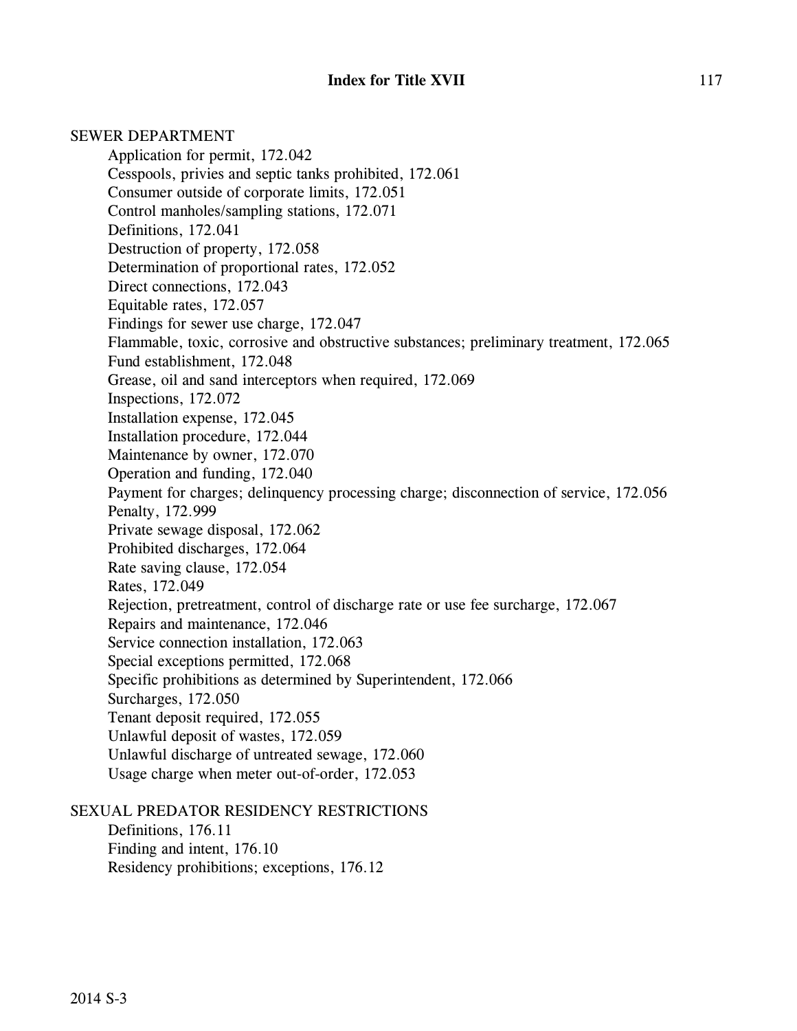SEWER DEPARTMENT

- Application for permit, 172.042
- Cesspools, privies and septic tanks prohibited, 172.061
- Consumer outside of corporate limits, 172.051
- Control manholes/sampling stations, 172.071
- Definitions, 172.041
- Destruction of property, 172.058
- Determination of proportional rates, 172.052
- Direct connections, 172.043
- Equitable rates, 172.057
- Findings for sewer use charge, 172.047
- Flammable, toxic, corrosive and obstructive substances; preliminary treatment, 172.065
- Fund establishment, 172.048
- Grease, oil and sand interceptors when required, 172.069
- Inspections, 172.072
- Installation expense, 172.045
- Installation procedure, 172.044
- Maintenance by owner, 172.070
- Operation and funding, 172.040
- Payment for charges; delinquency processing charge; disconnection of service, 172.056
- Penalty, 172.999
- Private sewage disposal, 172.062
- Prohibited discharges, 172.064
- Rate saving clause, 172.054
- Rates, 172.049
- Rejection, pretreatment, control of discharge rate or use fee surcharge, 172.067
- Repairs and maintenance, 172.046
- Service connection installation, 172.063
- Special exceptions permitted, 172.068
- Specific prohibitions as determined by Superintendent, 172.066
- Surcharges, 172.050
- Tenant deposit required, 172.055
- Unlawful deposit of wastes, 172.059
- Unlawful discharge of untreated sewage, 172.060
- Usage charge when meter out-of-order, 172.053

SEXUAL PREDATOR RESIDENCY RESTRICTIONS

- Definitions, 176.11
- Finding and intent, 176.10
- Residency prohibitions; exceptions, 176.12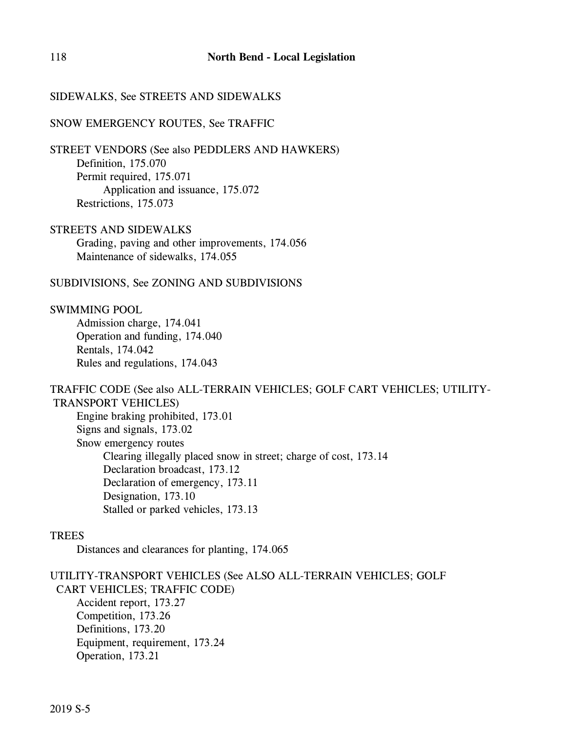SIDEWALKS, See STREETS AND SIDEWALKS

SNOW EMERGENCY ROUTES, See TRAFFIC

STREET VENDORS (See also PEDDLERS AND HAWKERS)
- Definition, 175.070
- Permit required, 175.071
  - Application and issuance, 175.072
- Restrictions, 175.073

STREETS AND SIDEWALKS
- Grading, paving and other improvements, 174.056
- Maintenance of sidewalks, 174.055

SUBDIVISIONS, See ZONING AND SUBDIVISIONS

SWIMMING POOL
- Admission charge, 174.041
- Operation and funding, 174.040
- Rentals, 174.042
- Rules and regulations, 174.043

TRAFFIC CODE (See also ALL-TERRAIN VEHICLES; GOLF CART VEHICLES; UTILITY-TRANSPORT VEHICLES)
- Engine braking prohibited, 173.01
- Signs and signals, 173.02
- Snow emergency routes
  - Clearing illegally placed snow in street; charge of cost, 173.14
  - Declaration broadcast, 173.12
  - Declaration of emergency, 173.11
  - Designation, 173.10
  - Stalled or parked vehicles, 173.13

TREES
- Distances and clearances for planting, 174.065

UTILITY-TRANSPORT VEHICLES (See ALSO ALL-TERRAIN VEHICLES; GOLF CART VEHICLES; TRAFFIC CODE)
- Accident report, 173.27
- Competition, 173.26
- Definitions, 173.20
- Equipment, requirement, 173.24
- Operation, 173.21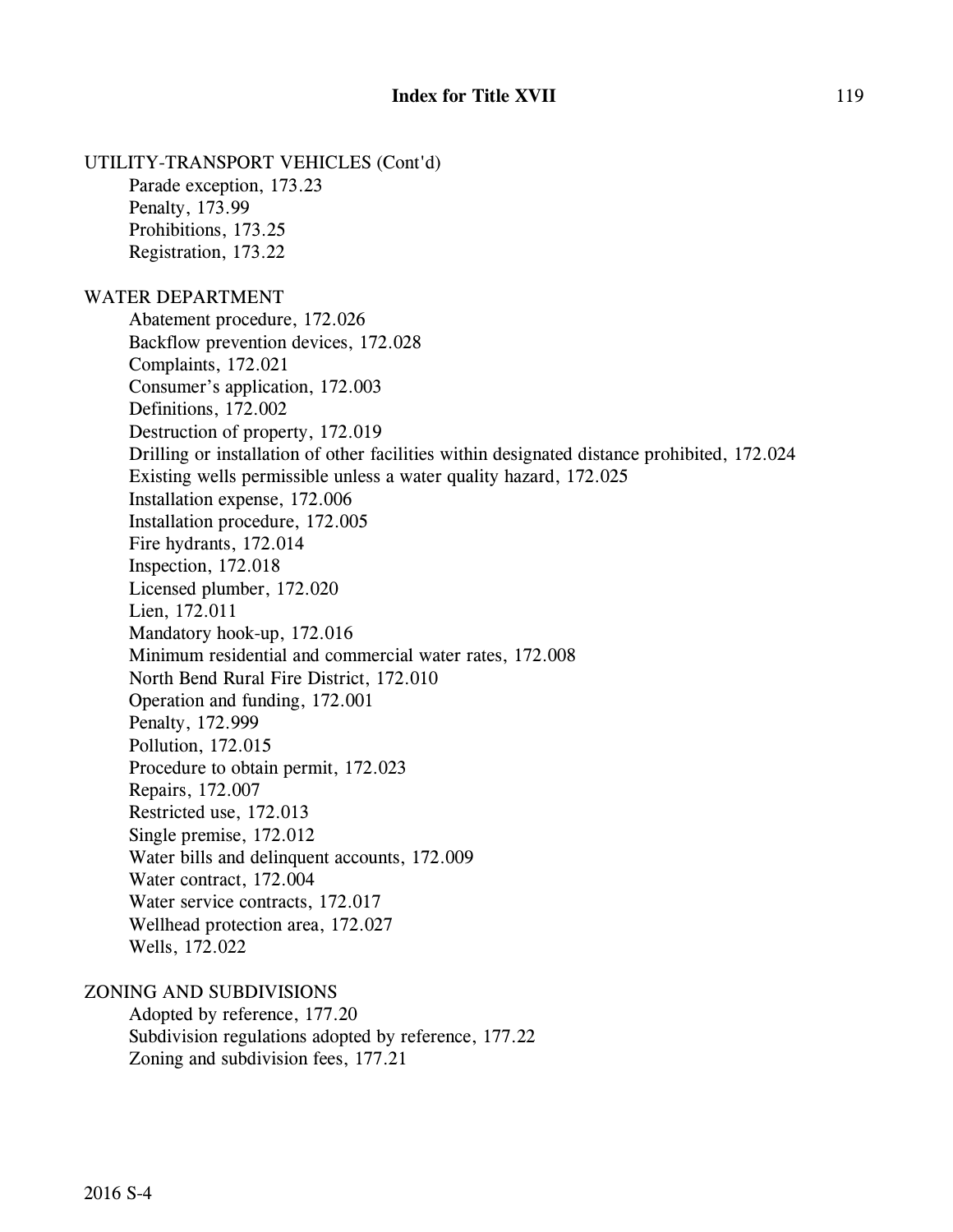UTILITY-TRANSPORT VEHICLES (Cont'd)
- Parade exception, 173.23
- Penalty, 173.99
- Prohibitions, 173.25
- Registration, 173.22

WATER DEPARTMENT
- Abatement procedure, 172.026
- Backflow prevention devices, 172.028
- Complaints, 172.021
- Consumer's application, 172.003
- Definitions, 172.002
- Destruction of property, 172.019
- Drilling or installation of other facilities within designated distance prohibited, 172.024
- Existing wells permissible unless a water quality hazard, 172.025
- Installation expense, 172.006
- Installation procedure, 172.005
- Fire hydrants, 172.014
- Inspection, 172.018
- Licensed plumber, 172.020
- Lien, 172.011
- Mandatory hook-up, 172.016
- Minimum residential and commercial water rates, 172.008
- North Bend Rural Fire District, 172.010
- Operation and funding, 172.001
- Penalty, 172.999
- Pollution, 172.015
- Procedure to obtain permit, 172.023
- Repairs, 172.007
- Restricted use, 172.013
- Single premise, 172.012
- Water bills and delinquent accounts, 172.009
- Water contract, 172.004
- Water service contracts, 172.017
- Wellhead protection area, 172.027
- Wells, 172.022

ZONING AND SUBDIVISIONS
- Adopted by reference, 177.20
- Subdivision regulations adopted by reference, 177.22
- Zoning and subdivision fees, 177.21